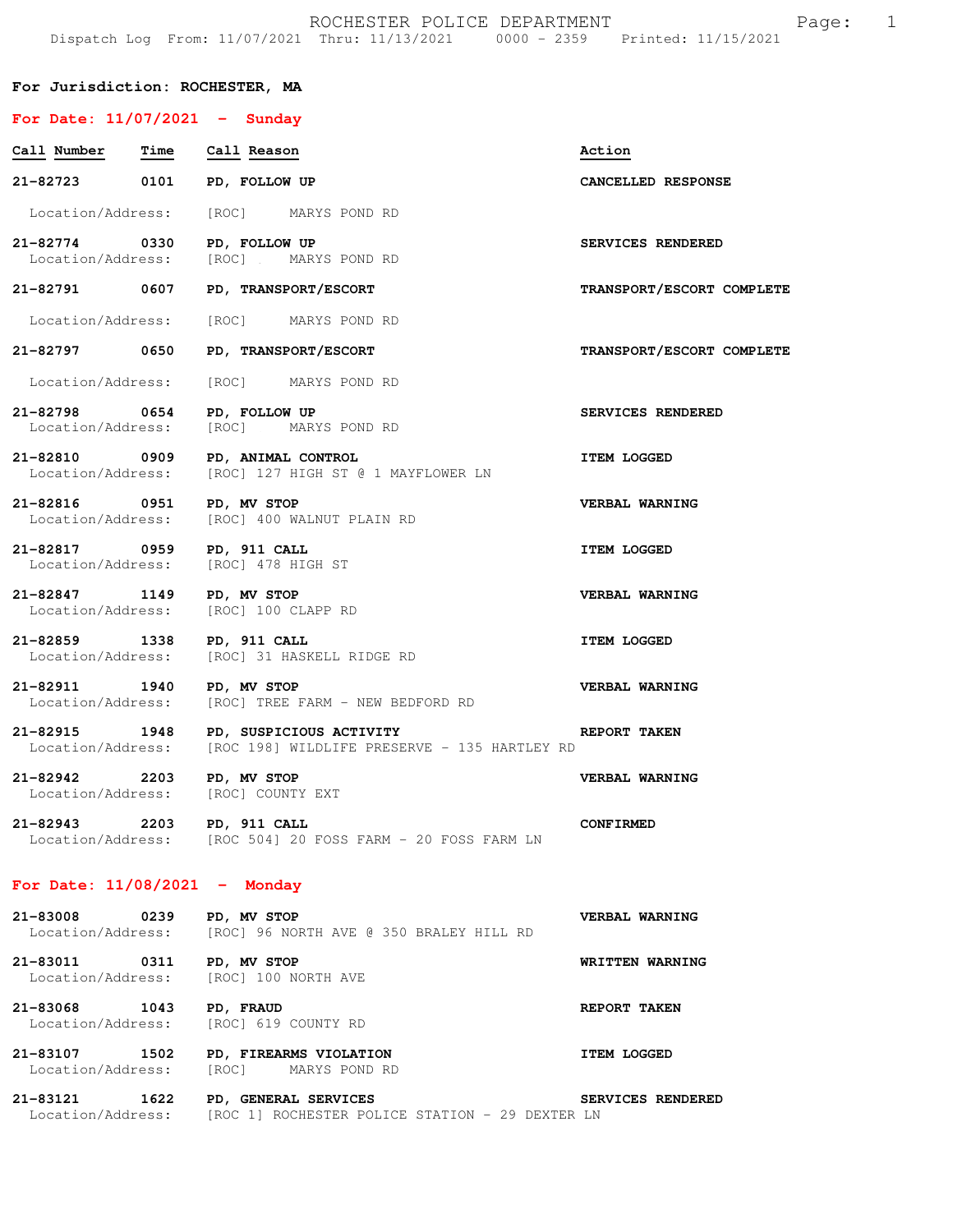# ROCHESTER POLICE DEPARTMENT

Dispatch Log From: 11/07/2021 Thru: 11/13/2021 0000 - 2359 Printed: 11/15/2021

**For Jurisdiction: ROCHESTER, MA**

## For Date: 11/07/2021 - Sunday

| Call Number | Time | Call Reason | Action |
|---|---|---|---|
| **21-82723** | **0101** | **PD, FOLLOW UP** | **CANCELLED RESPONSE** |
| Location/Address: | | [ROC] MARYS POND RD | |
| **21-82774** | **0330** | **PD, FOLLOW UP** | **SERVICES RENDERED** |
| Location/Address: | | [ROC] . MARYS POND RD | |
| **21-82791** | **0607** | **PD, TRANSPORT/ESCORT** | **TRANSPORT/ESCORT COMPLETE** |
| Location/Address: | | [ROC] MARYS POND RD | |
| **21-82797** | **0650** | **PD, TRANSPORT/ESCORT** | **TRANSPORT/ESCORT COMPLETE** |
| Location/Address: | | [ROC] MARYS POND RD | |
| **21-82798** | **0654** | **PD, FOLLOW UP** | **SERVICES RENDERED** |
| Location/Address: | | [ROC] MARYS POND RD | |
| **21-82810** | **0909** | **PD, ANIMAL CONTROL** | **ITEM LOGGED** |
| Location/Address: | | [ROC] 127 HIGH ST @ 1 MAYFLOWER LN | |
| **21-82816** | **0951** | **PD, MV STOP** | **VERBAL WARNING** |
| Location/Address: | | [ROC] 400 WALNUT PLAIN RD | |
| **21-82817** | **0959** | **PD, 911 CALL** | **ITEM LOGGED** |
| Location/Address: | | [ROC] 478 HIGH ST | |
| **21-82847** | **1149** | **PD, MV STOP** | **VERBAL WARNING** |
| Location/Address: | | [ROC] 100 CLAPP RD | |
| **21-82859** | **1338** | **PD, 911 CALL** | **ITEM LOGGED** |
| Location/Address: | | [ROC] 31 HASKELL RIDGE RD | |
| **21-82911** | **1940** | **PD, MV STOP** | **VERBAL WARNING** |
| Location/Address: | | [ROC] TREE FARM - NEW BEDFORD RD | |
| **21-82915** | **1948** | **PD, SUSPICIOUS ACTIVITY** | **REPORT TAKEN** |
| Location/Address: | | [ROC 198] WILDLIFE PRESERVE - 135 HARTLEY RD | |
| **21-82942** | **2203** | **PD, MV STOP** | **VERBAL WARNING** |
| Location/Address: | | [ROC] COUNTY EXT | |
| **21-82943** | **2203** | **PD, 911 CALL** | **CONFIRMED** |
| Location/Address: | | [ROC 504] 20 FOSS FARM - 20 FOSS FARM LN | |

## For Date: 11/08/2021 - Monday

| Call Number | Time | Call Reason | Action |
|---|---|---|---|
| **21-83008** | **0239** | **PD, MV STOP** | **VERBAL WARNING** |
| Location/Address: | | [ROC] 96 NORTH AVE @ 350 BRALEY HILL RD | |
| **21-83011** | **0311** | **PD, MV STOP** | **WRITTEN WARNING** |
| Location/Address: | | [ROC] 100 NORTH AVE | |
| **21-83068** | **1043** | **PD, FRAUD** | **REPORT TAKEN** |
| Location/Address: | | [ROC] 619 COUNTY RD | |
| **21-83107** | **1502** | **PD, FIREARMS VIOLATION** | **ITEM LOGGED** |
| Location/Address: | | [ROC] MARYS POND RD | |
| **21-83121** | **1622** | **PD, GENERAL SERVICES** | **SERVICES RENDERED** |
| Location/Address: | | [ROC 1] ROCHESTER POLICE STATION - 29 DEXTER LN | |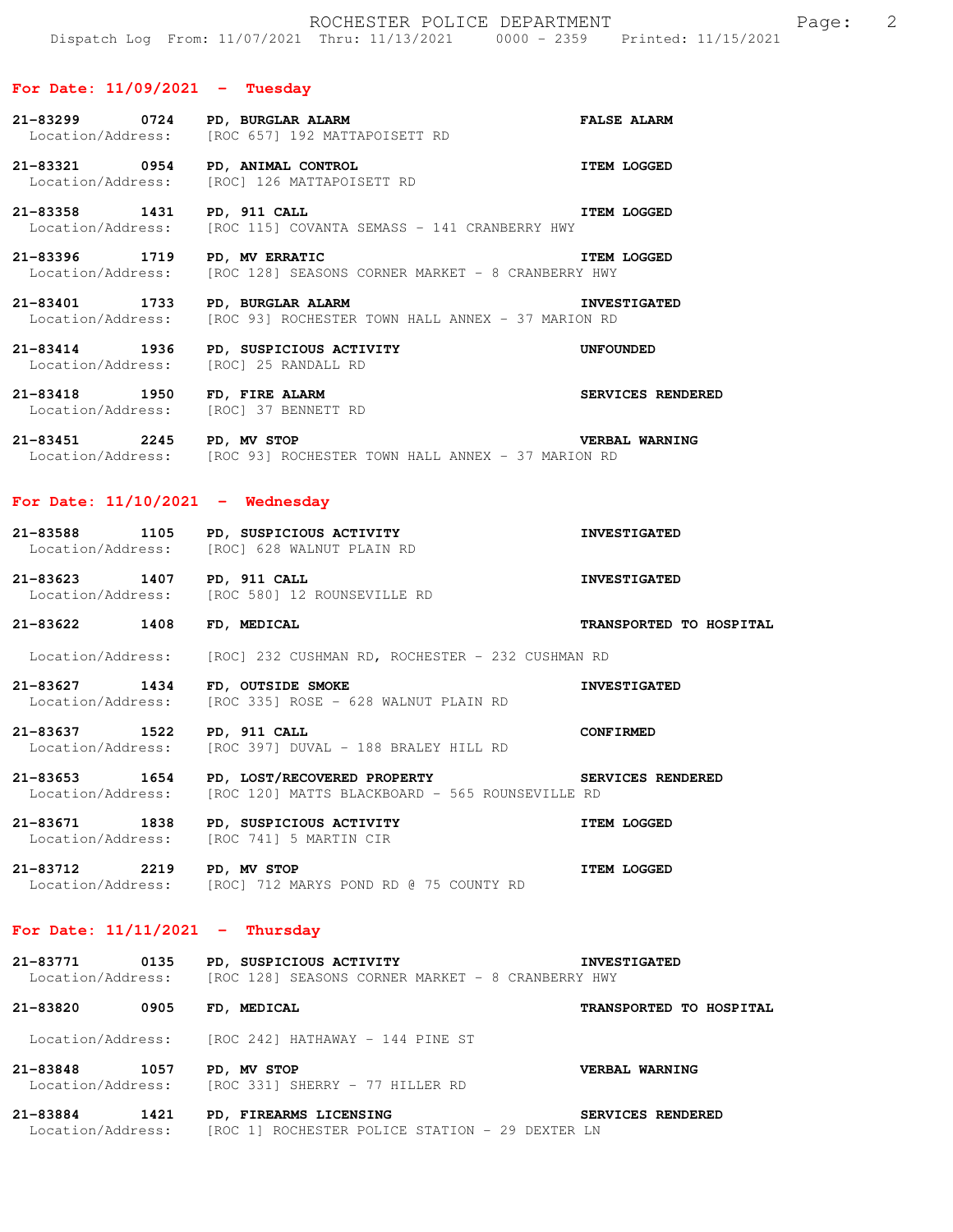## For Date: 11/09/2021 - Tuesday

**21-83299 0724 PD, BURGLAR ALARM** — **FALSE ALARM**
Location/Address: [ROC 657] 192 MATTAPOISETT RD

**21-83321 0954 PD, ANIMAL CONTROL** — **ITEM LOGGED**
Location/Address: [ROC] 126 MATTAPOISETT RD

**21-83358 1431 PD, 911 CALL** — **ITEM LOGGED**
Location/Address: [ROC 115] COVANTA SEMASS - 141 CRANBERRY HWY

**21-83396 1719 PD, MV ERRATIC** — **ITEM LOGGED**
Location/Address: [ROC 128] SEASONS CORNER MARKET - 8 CRANBERRY HWY

**21-83401 1733 PD, BURGLAR ALARM** — **INVESTIGATED**
Location/Address: [ROC 93] ROCHESTER TOWN HALL ANNEX - 37 MARION RD

**21-83414 1936 PD, SUSPICIOUS ACTIVITY** — **UNFOUNDED**
Location/Address: [ROC] 25 RANDALL RD

**21-83418 1950 FD, FIRE ALARM** — **SERVICES RENDERED**
Location/Address: [ROC] 37 BENNETT RD

**21-83451 2245 PD, MV STOP** — **VERBAL WARNING**
Location/Address: [ROC 93] ROCHESTER TOWN HALL ANNEX - 37 MARION RD

## For Date: 11/10/2021 - Wednesday

**21-83588 1105 PD, SUSPICIOUS ACTIVITY** — **INVESTIGATED**
Location/Address: [ROC] 628 WALNUT PLAIN RD

**21-83623 1407 PD, 911 CALL** — **INVESTIGATED**
Location/Address: [ROC 580] 12 ROUNSEVILLE RD

**21-83622 1408 FD, MEDICAL** — **TRANSPORTED TO HOSPITAL**
Location/Address: [ROC] 232 CUSHMAN RD, ROCHESTER - 232 CUSHMAN RD

**21-83627 1434 FD, OUTSIDE SMOKE** — **INVESTIGATED**
Location/Address: [ROC 335] ROSE - 628 WALNUT PLAIN RD

**21-83637 1522 PD, 911 CALL** — **CONFIRMED**
Location/Address: [ROC 397] DUVAL - 188 BRALEY HILL RD

**21-83653 1654 PD, LOST/RECOVERED PROPERTY** — **SERVICES RENDERED**
Location/Address: [ROC 120] MATTS BLACKBOARD - 565 ROUNSEVILLE RD

**21-83671 1838 PD, SUSPICIOUS ACTIVITY** — **ITEM LOGGED**
Location/Address: [ROC 741] 5 MARTIN CIR

**21-83712 2219 PD, MV STOP** — **ITEM LOGGED**
Location/Address: [ROC] 712 MARYS POND RD @ 75 COUNTY RD

## For Date: 11/11/2021 - Thursday

**21-83771 0135 PD, SUSPICIOUS ACTIVITY** — **INVESTIGATED**
Location/Address: [ROC 128] SEASONS CORNER MARKET - 8 CRANBERRY HWY

**21-83820 0905 FD, MEDICAL** — **TRANSPORTED TO HOSPITAL**
Location/Address: [ROC 242] HATHAWAY - 144 PINE ST

**21-83848 1057 PD, MV STOP** — **VERBAL WARNING**
Location/Address: [ROC 331] SHERRY - 77 HILLER RD

**21-83884 1421 PD, FIREARMS LICENSING** — **SERVICES RENDERED**
Location/Address: [ROC 1] ROCHESTER POLICE STATION - 29 DEXTER LN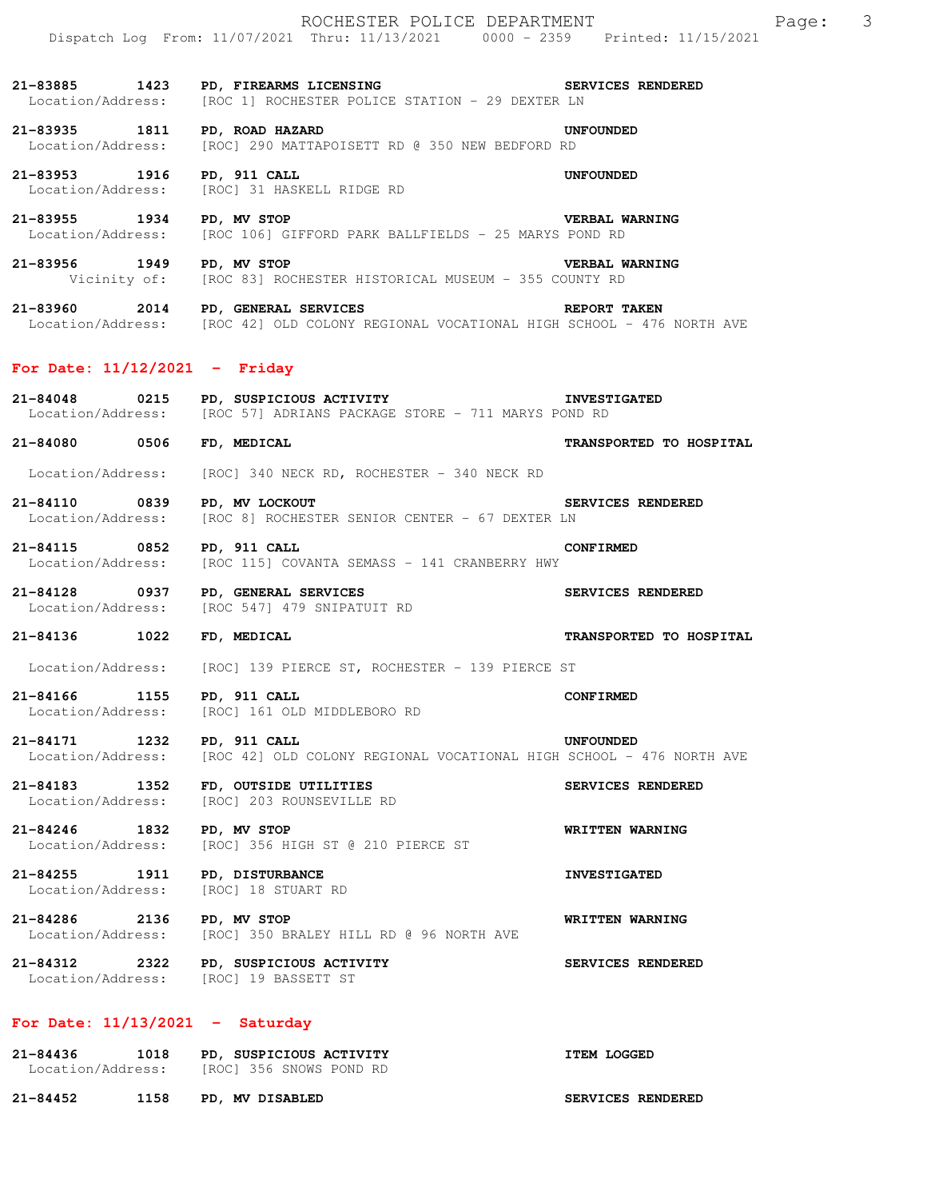**21-83885 1423 PD, FIREARMS LICENSING** **SERVICES RENDERED**
Location/Address: [ROC 1] ROCHESTER POLICE STATION - 29 DEXTER LN

**21-83935 1811 PD, ROAD HAZARD** **UNFOUNDED**
Location/Address: [ROC] 290 MATTAPOISETT RD @ 350 NEW BEDFORD RD

**21-83953 1916 PD, 911 CALL** **UNFOUNDED**
Location/Address: [ROC] 31 HASKELL RIDGE RD

**21-83955 1934 PD, MV STOP** **VERBAL WARNING**
Location/Address: [ROC 106] GIFFORD PARK BALLFIELDS - 25 MARYS POND RD

**21-83956 1949 PD, MV STOP** **VERBAL WARNING**
Vicinity of: [ROC 83] ROCHESTER HISTORICAL MUSEUM - 355 COUNTY RD

**21-83960 2014 PD, GENERAL SERVICES** **REPORT TAKEN**
Location/Address: [ROC 42] OLD COLONY REGIONAL VOCATIONAL HIGH SCHOOL - 476 NORTH AVE

## For Date: 11/12/2021 - Friday

**21-84048 0215 PD, SUSPICIOUS ACTIVITY** **INVESTIGATED**
Location/Address: [ROC 57] ADRIANS PACKAGE STORE - 711 MARYS POND RD

**21-84080 0506 FD, MEDICAL** **TRANSPORTED TO HOSPITAL**
Location/Address: [ROC] 340 NECK RD, ROCHESTER - 340 NECK RD

**21-84110 0839 PD, MV LOCKOUT** **SERVICES RENDERED**
Location/Address: [ROC 8] ROCHESTER SENIOR CENTER - 67 DEXTER LN

**21-84115 0852 PD, 911 CALL** **CONFIRMED**
Location/Address: [ROC 115] COVANTA SEMASS - 141 CRANBERRY HWY

**21-84128 0937 PD, GENERAL SERVICES** **SERVICES RENDERED**
Location/Address: [ROC 547] 479 SNIPATUIT RD

**21-84136 1022 FD, MEDICAL** **TRANSPORTED TO HOSPITAL**
Location/Address: [ROC] 139 PIERCE ST, ROCHESTER - 139 PIERCE ST

**21-84166 1155 PD, 911 CALL** **CONFIRMED**
Location/Address: [ROC] 161 OLD MIDDLEBORO RD

**21-84171 1232 PD, 911 CALL** **UNFOUNDED**
Location/Address: [ROC 42] OLD COLONY REGIONAL VOCATIONAL HIGH SCHOOL - 476 NORTH AVE

**21-84183 1352 FD, OUTSIDE UTILITIES** **SERVICES RENDERED**
Location/Address: [ROC] 203 ROUNSEVILLE RD

**21-84246 1832 PD, MV STOP** **WRITTEN WARNING**
Location/Address: [ROC] 356 HIGH ST @ 210 PIERCE ST

**21-84255 1911 PD, DISTURBANCE** **INVESTIGATED**
Location/Address: [ROC] 18 STUART RD

**21-84286 2136 PD, MV STOP** **WRITTEN WARNING**
Location/Address: [ROC] 350 BRALEY HILL RD @ 96 NORTH AVE

**21-84312 2322 PD, SUSPICIOUS ACTIVITY** **SERVICES RENDERED**
Location/Address: [ROC] 19 BASSETT ST

## For Date: 11/13/2021 - Saturday

**21-84436 1018 PD, SUSPICIOUS ACTIVITY** **ITEM LOGGED**
Location/Address: [ROC] 356 SNOWS POND RD

**21-84452 1158 PD, MV DISABLED** **SERVICES RENDERED**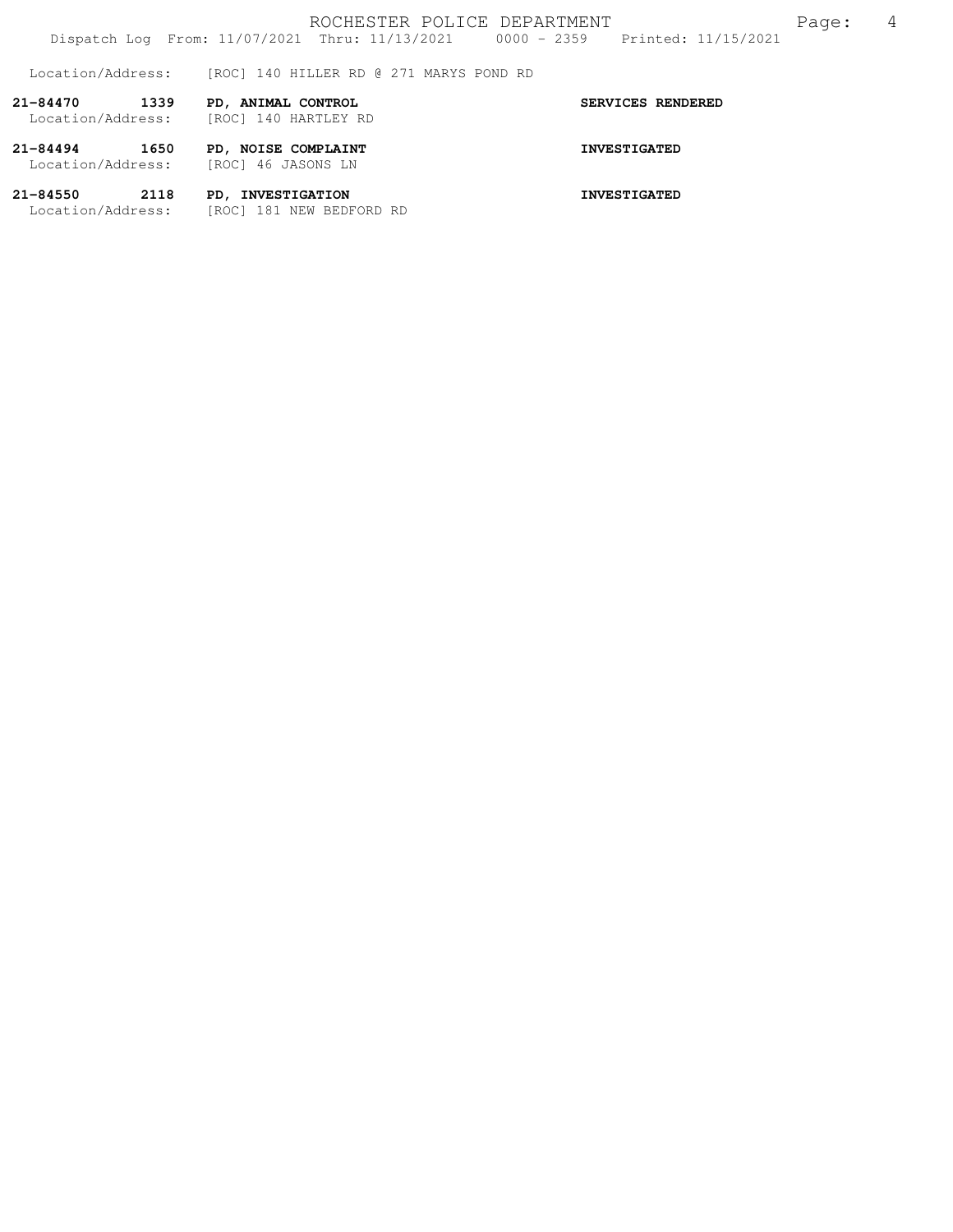Location/Address: [ROC] 140 HILLER RD @ 271 MARYS POND RD

**21-84470 1339 PD, ANIMAL CONTROL** **SERVICES RENDERED**
Location/Address: [ROC] 140 HARTLEY RD

**21-84494 1650 PD, NOISE COMPLAINT** **INVESTIGATED**
Location/Address: [ROC] 46 JASONS LN

**21-84550 2118 PD, INVESTIGATION** **INVESTIGATED**
Location/Address: [ROC] 181 NEW BEDFORD RD